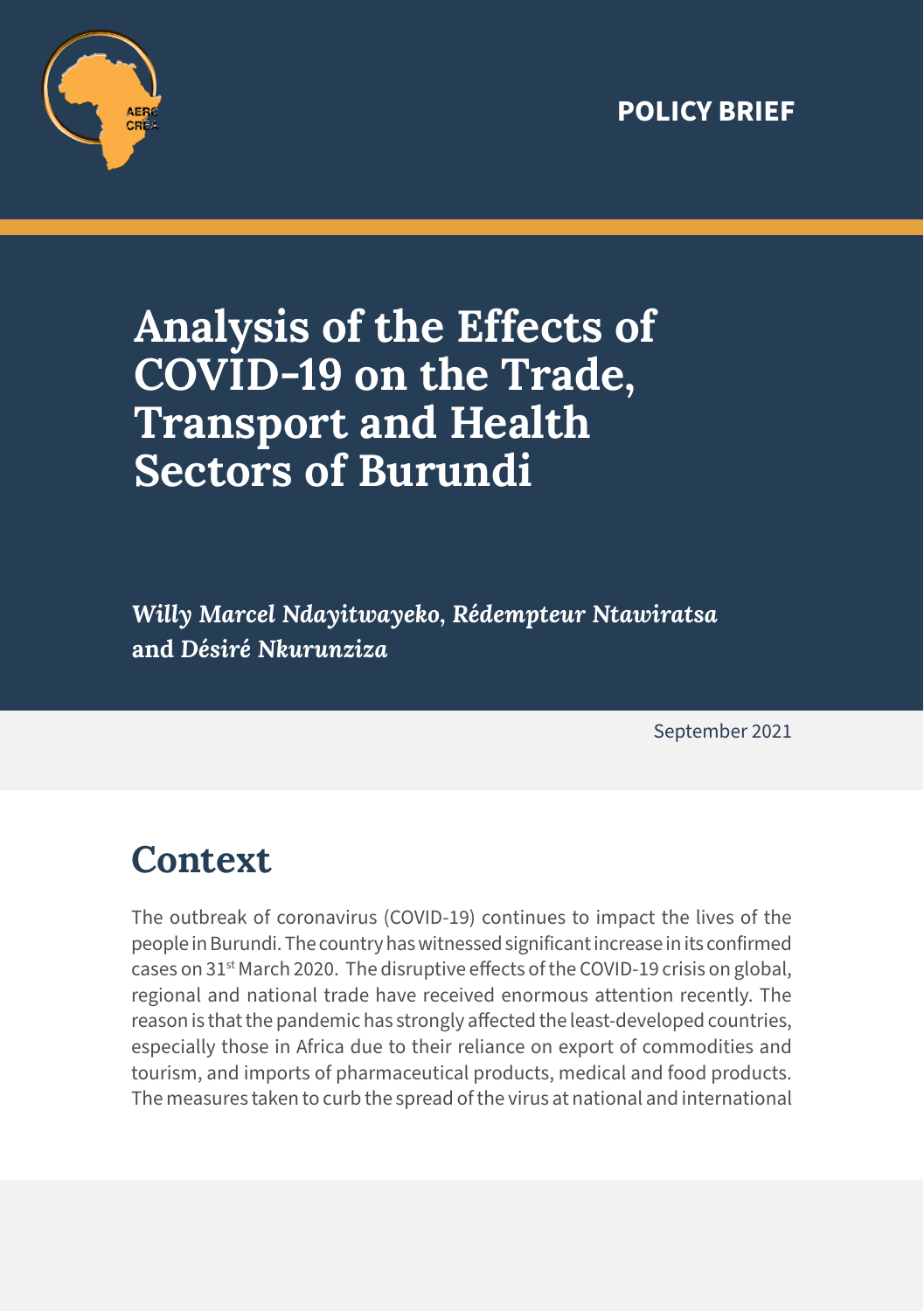POLICY BRIEF

# Analysis of the Effects of COVID-19 on the Trade, Transport and Health Sectors of Burundi

***Willy Marcel Ndayitwayeko, Rédempteur Ntawiratsa and Désiré Nkurunziza***

September 2021

## Context

The outbreak of coronavirus (COVID-19) continues to impact the lives of the people in Burundi. The country has witnessed significant increase in its confirmed cases on 31st March 2020. The disruptive effects of the COVID-19 crisis on global, regional and national trade have received enormous attention recently. The reason is that the pandemic has strongly affected the least-developed countries, especially those in Africa due to their reliance on export of commodities and tourism, and imports of pharmaceutical products, medical and food products. The measures taken to curb the spread of the virus at national and international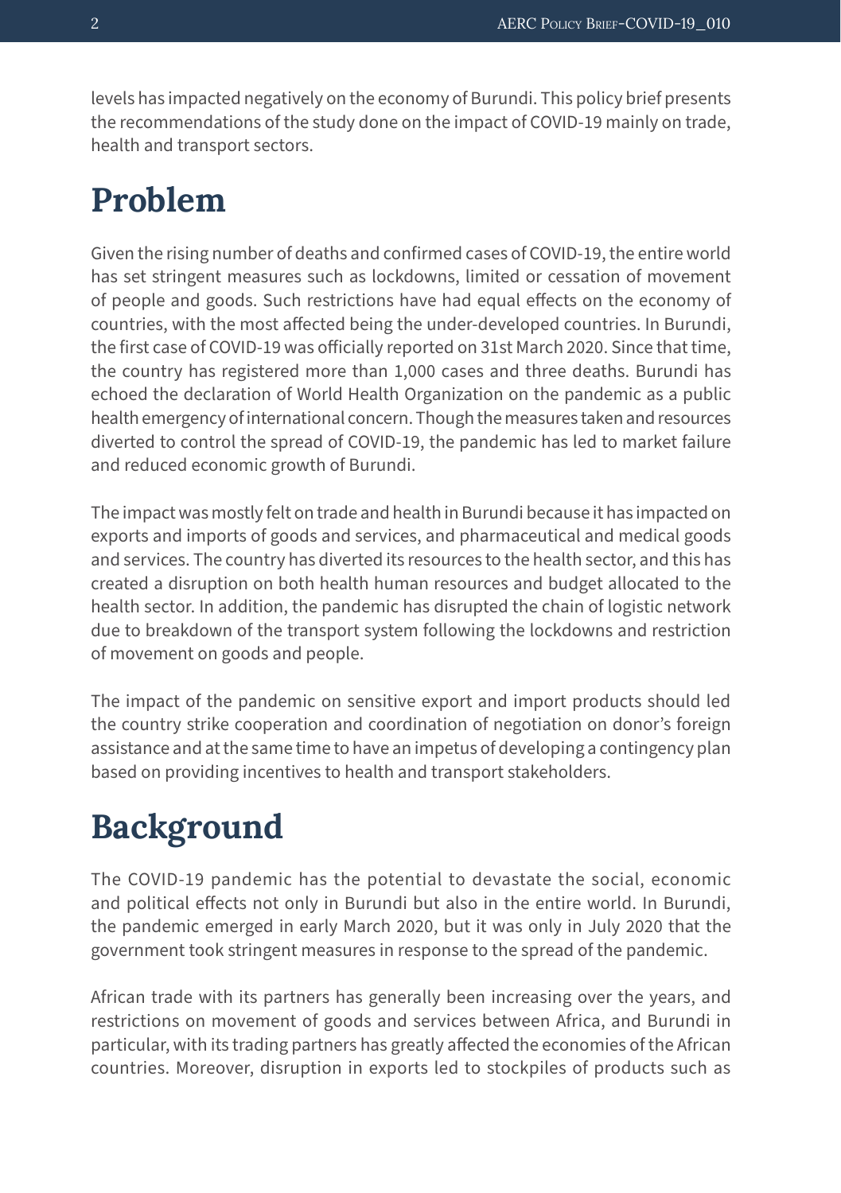levels has impacted negatively on the economy of Burundi. This policy brief presents the recommendations of the study done on the impact of COVID-19 mainly on trade, health and transport sectors.

# Problem

Given the rising number of deaths and confirmed cases of COVID-19, the entire world has set stringent measures such as lockdowns, limited or cessation of movement of people and goods. Such restrictions have had equal effects on the economy of countries, with the most affected being the under-developed countries. In Burundi, the first case of COVID-19 was officially reported on 31st March 2020. Since that time, the country has registered more than 1,000 cases and three deaths. Burundi has echoed the declaration of World Health Organization on the pandemic as a public health emergency of international concern. Though the measures taken and resources diverted to control the spread of COVID-19, the pandemic has led to market failure and reduced economic growth of Burundi.

The impact was mostly felt on trade and health in Burundi because it has impacted on exports and imports of goods and services, and pharmaceutical and medical goods and services. The country has diverted its resources to the health sector, and this has created a disruption on both health human resources and budget allocated to the health sector. In addition, the pandemic has disrupted the chain of logistic network due to breakdown of the transport system following the lockdowns and restriction of movement on goods and people.

The impact of the pandemic on sensitive export and import products should led the country strike cooperation and coordination of negotiation on donor's foreign assistance and at the same time to have an impetus of developing a contingency plan based on providing incentives to health and transport stakeholders.

# Background

The COVID-19 pandemic has the potential to devastate the social, economic and political effects not only in Burundi but also in the entire world. In Burundi, the pandemic emerged in early March 2020, but it was only in July 2020 that the government took stringent measures in response to the spread of the pandemic.

African trade with its partners has generally been increasing over the years, and restrictions on movement of goods and services between Africa, and Burundi in particular, with its trading partners has greatly affected the economies of the African countries. Moreover, disruption in exports led to stockpiles of products such as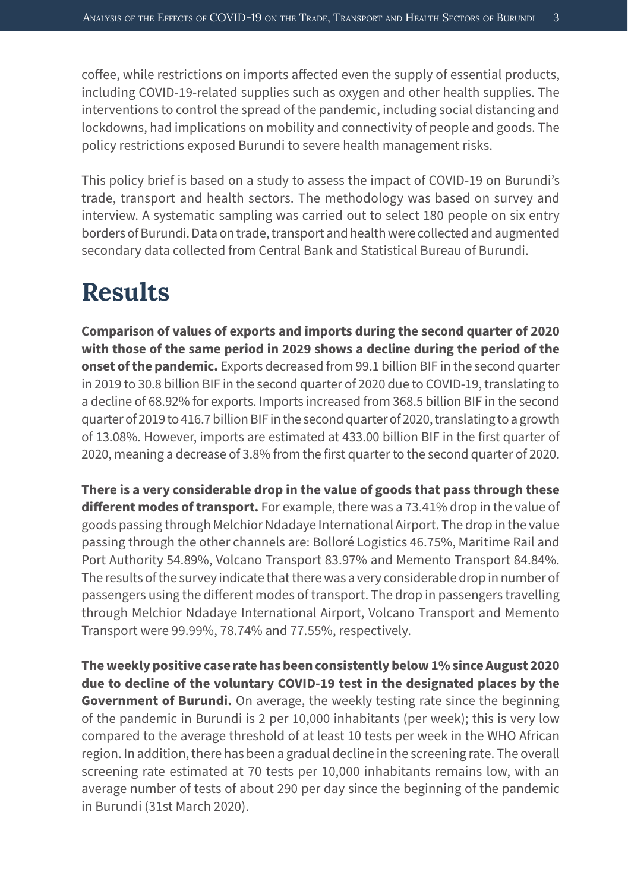coffee, while restrictions on imports affected even the supply of essential products, including COVID-19-related supplies such as oxygen and other health supplies. The interventions to control the spread of the pandemic, including social distancing and lockdowns, had implications on mobility and connectivity of people and goods. The policy restrictions exposed Burundi to severe health management risks.

This policy brief is based on a study to assess the impact of COVID-19 on Burundi's trade, transport and health sectors. The methodology was based on survey and interview. A systematic sampling was carried out to select 180 people on six entry borders of Burundi. Data on trade, transport and health were collected and augmented secondary data collected from Central Bank and Statistical Bureau of Burundi.

# Results

**Comparison of values of exports and imports during the second quarter of 2020 with those of the same period in 2029 shows a decline during the period of the onset of the pandemic.** Exports decreased from 99.1 billion BIF in the second quarter in 2019 to 30.8 billion BIF in the second quarter of 2020 due to COVID-19, translating to a decline of 68.92% for exports. Imports increased from 368.5 billion BIF in the second quarter of 2019 to 416.7 billion BIF in the second quarter of 2020, translating to a growth of 13.08%. However, imports are estimated at 433.00 billion BIF in the first quarter of 2020, meaning a decrease of 3.8% from the first quarter to the second quarter of 2020.

**There is a very considerable drop in the value of goods that pass through these different modes of transport.** For example, there was a 73.41% drop in the value of goods passing through Melchior Ndadaye International Airport. The drop in the value passing through the other channels are: Bolloré Logistics 46.75%, Maritime Rail and Port Authority 54.89%, Volcano Transport 83.97% and Memento Transport 84.84%. The results of the survey indicate that there was a very considerable drop in number of passengers using the different modes of transport. The drop in passengers travelling through Melchior Ndadaye International Airport, Volcano Transport and Memento Transport were 99.99%, 78.74% and 77.55%, respectively.

**The weekly positive case rate has been consistently below 1% since August 2020 due to decline of the voluntary COVID-19 test in the designated places by the Government of Burundi.** On average, the weekly testing rate since the beginning of the pandemic in Burundi is 2 per 10,000 inhabitants (per week); this is very low compared to the average threshold of at least 10 tests per week in the WHO African region. In addition, there has been a gradual decline in the screening rate. The overall screening rate estimated at 70 tests per 10,000 inhabitants remains low, with an average number of tests of about 290 per day since the beginning of the pandemic in Burundi (31st March 2020).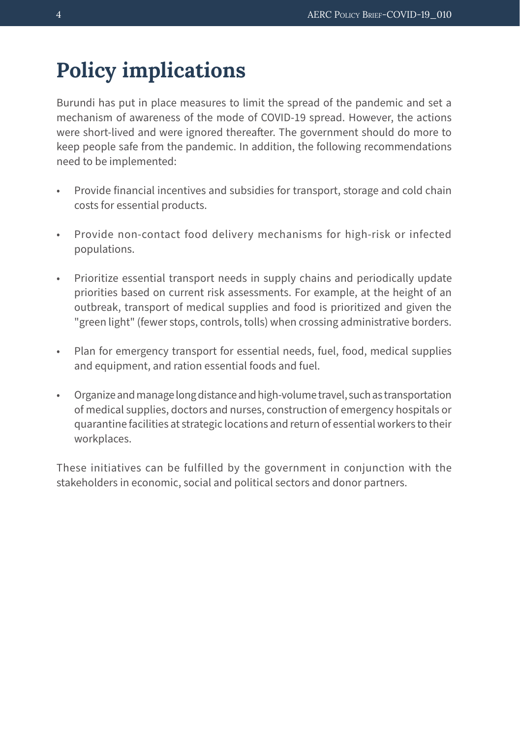# Policy implications

Burundi has put in place measures to limit the spread of the pandemic and set a mechanism of awareness of the mode of COVID-19 spread. However, the actions were short-lived and were ignored thereafter. The government should do more to keep people safe from the pandemic. In addition, the following recommendations need to be implemented:

- Provide financial incentives and subsidies for transport, storage and cold chain costs for essential products.
- Provide non-contact food delivery mechanisms for high-risk or infected populations.
- Prioritize essential transport needs in supply chains and periodically update priorities based on current risk assessments. For example, at the height of an outbreak, transport of medical supplies and food is prioritized and given the "green light" (fewer stops, controls, tolls) when crossing administrative borders.
- Plan for emergency transport for essential needs, fuel, food, medical supplies and equipment, and ration essential foods and fuel.
- Organize and manage long distance and high-volume travel, such as transportation of medical supplies, doctors and nurses, construction of emergency hospitals or quarantine facilities at strategic locations and return of essential workers to their workplaces.

These initiatives can be fulfilled by the government in conjunction with the stakeholders in economic, social and political sectors and donor partners.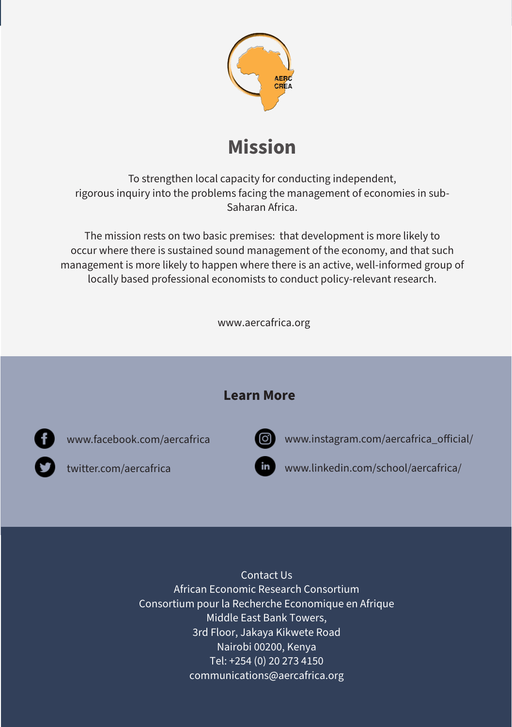## Mission

To strengthen local capacity for conducting independent, rigorous inquiry into the problems facing the management of economies in sub-Saharan Africa.

The mission rests on two basic premises: that development is more likely to occur where there is sustained sound management of the economy, and that such management is more likely to happen where there is an active, well-informed group of locally based professional economists to conduct policy-relevant research.

www.aercafrica.org

## Learn More

www.facebook.com/aercafrica

twitter.com/aercafrica

www.instagram.com/aercafrica_official/

www.linkedin.com/school/aercafrica/

Contact Us
African Economic Research Consortium
Consortium pour la Recherche Economique en Afrique
Middle East Bank Towers,
3rd Floor, Jakaya Kikwete Road
Nairobi 00200, Kenya
Tel: +254 (0) 20 273 4150
communications@aercafrica.org